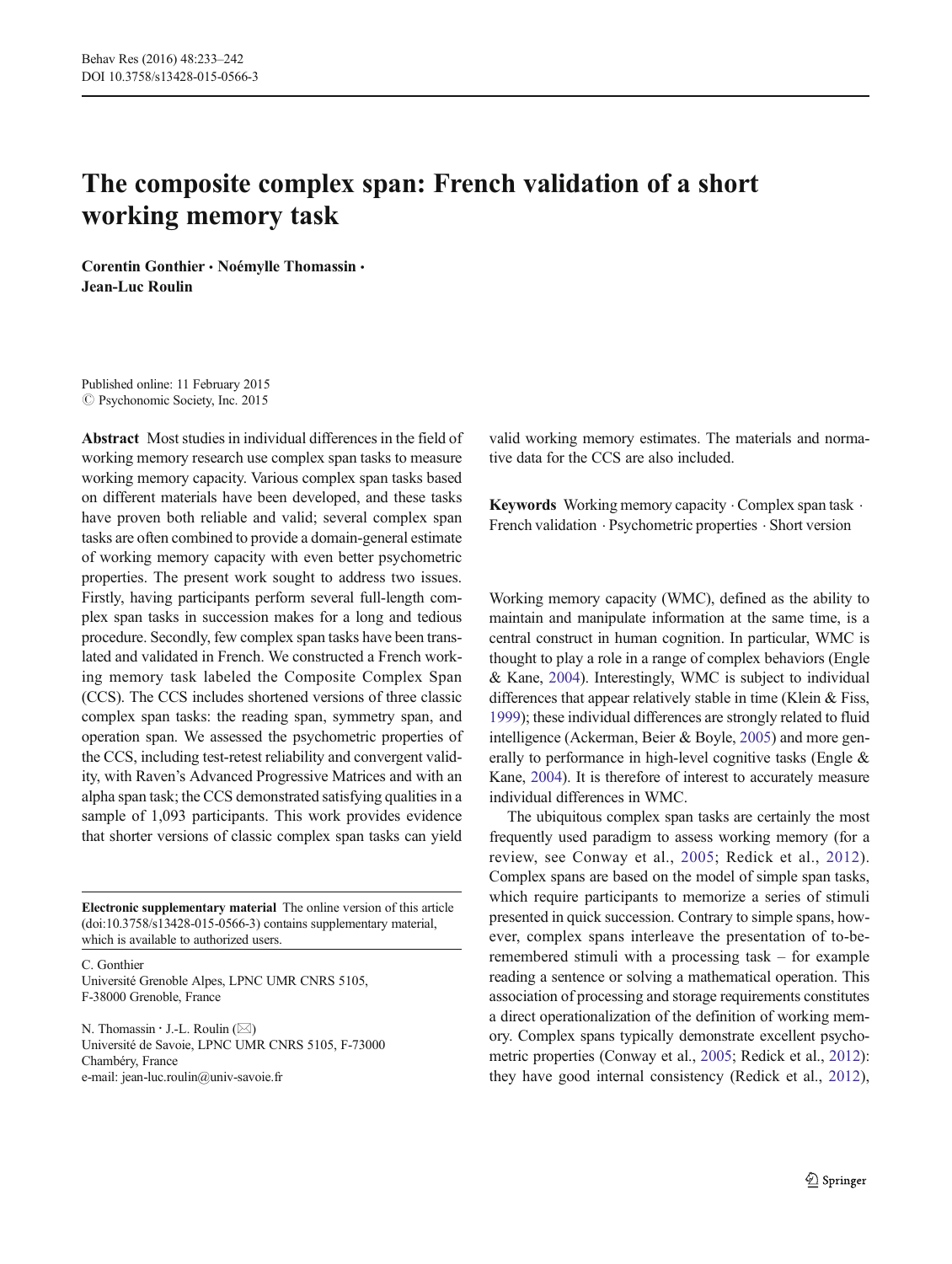# The composite complex span: French validation of a short working memory task

**Corentin Gonthier · Noémylle Thomassin · Jean-Luc Roulin**

Published online: 11 February 2015
© Psychonomic Society, Inc. 2015

**Abstract** Most studies in individual differences in the field of working memory research use complex span tasks to measure working memory capacity. Various complex span tasks based on different materials have been developed, and these tasks have proven both reliable and valid; several complex span tasks are often combined to provide a domain-general estimate of working memory capacity with even better psychometric properties. The present work sought to address two issues. Firstly, having participants perform several full-length complex span tasks in succession makes for a long and tedious procedure. Secondly, few complex span tasks have been translated and validated in French. We constructed a French working memory task labeled the Composite Complex Span (CCS). The CCS includes shortened versions of three classic complex span tasks: the reading span, symmetry span, and operation span. We assessed the psychometric properties of the CCS, including test-retest reliability and convergent validity, with Raven's Advanced Progressive Matrices and with an alpha span task; the CCS demonstrated satisfying qualities in a sample of 1,093 participants. This work provides evidence that shorter versions of classic complex span tasks can yield valid working memory estimates. The materials and normative data for the CCS are also included.

**Keywords** Working memory capacity · Complex span task · French validation · Psychometric properties · Short version

**Electronic supplementary material** The online version of this article (doi:10.3758/s13428-015-0566-3) contains supplementary material, which is available to authorized users.

C. Gonthier
Université Grenoble Alpes, LPNC UMR CNRS 5105, F-38000 Grenoble, France

N. Thomassin · J.-L. Roulin (✉)
Université de Savoie, LPNC UMR CNRS 5105, F-73000 Chambéry, France
e-mail: jean-luc.roulin@univ-savoie.fr

Working memory capacity (WMC), defined as the ability to maintain and manipulate information at the same time, is a central construct in human cognition. In particular, WMC is thought to play a role in a range of complex behaviors (Engle & Kane, 2004). Interestingly, WMC is subject to individual differences that appear relatively stable in time (Klein & Fiss, 1999); these individual differences are strongly related to fluid intelligence (Ackerman, Beier & Boyle, 2005) and more generally to performance in high-level cognitive tasks (Engle & Kane, 2004). It is therefore of interest to accurately measure individual differences in WMC.

The ubiquitous complex span tasks are certainly the most frequently used paradigm to assess working memory (for a review, see Conway et al., 2005; Redick et al., 2012). Complex spans are based on the model of simple span tasks, which require participants to memorize a series of stimuli presented in quick succession. Contrary to simple spans, however, complex spans interleave the presentation of to-be-remembered stimuli with a processing task – for example reading a sentence or solving a mathematical operation. This association of processing and storage requirements constitutes a direct operationalization of the definition of working memory. Complex spans typically demonstrate excellent psychometric properties (Conway et al., 2005; Redick et al., 2012): they have good internal consistency (Redick et al., 2012),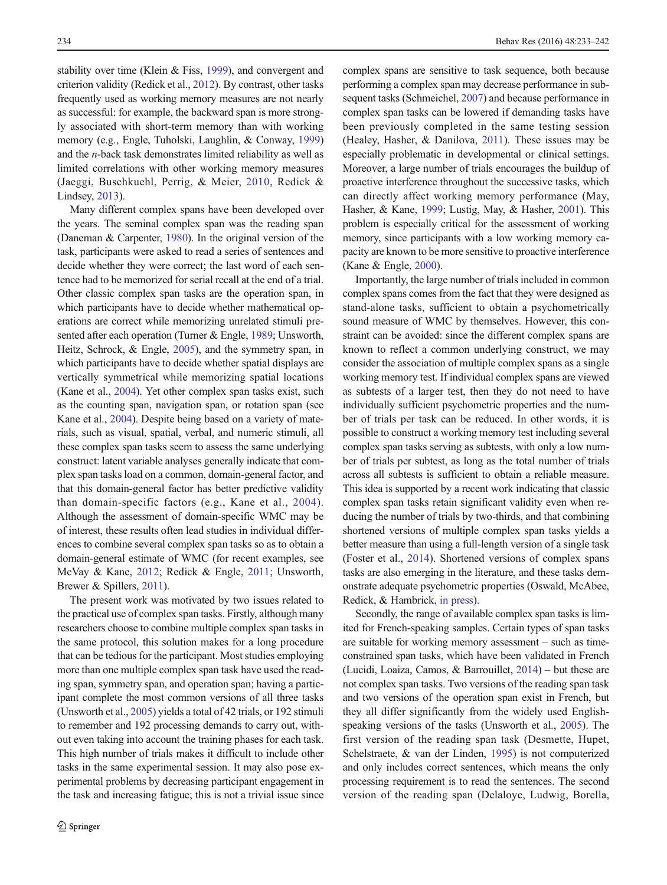stability over time (Klein & Fiss, 1999), and convergent and criterion validity (Redick et al., 2012). By contrast, other tasks frequently used as working memory measures are not nearly as successful: for example, the backward span is more strongly associated with short-term memory than with working memory (e.g., Engle, Tuholski, Laughlin, & Conway, 1999) and the *n*-back task demonstrates limited reliability as well as limited correlations with other working memory measures (Jaeggi, Buschkuehl, Perrig, & Meier, 2010, Redick & Lindsey, 2013).

Many different complex spans have been developed over the years. The seminal complex span was the reading span (Daneman & Carpenter, 1980). In the original version of the task, participants were asked to read a series of sentences and decide whether they were correct; the last word of each sentence had to be memorized for serial recall at the end of a trial. Other classic complex span tasks are the operation span, in which participants have to decide whether mathematical operations are correct while memorizing unrelated stimuli presented after each operation (Turner & Engle, 1989; Unsworth, Heitz, Schrock, & Engle, 2005), and the symmetry span, in which participants have to decide whether spatial displays are vertically symmetrical while memorizing spatial locations (Kane et al., 2004). Yet other complex span tasks exist, such as the counting span, navigation span, or rotation span (see Kane et al., 2004). Despite being based on a variety of materials, such as visual, spatial, verbal, and numeric stimuli, all these complex span tasks seem to assess the same underlying construct: latent variable analyses generally indicate that complex span tasks load on a common, domain-general factor, and that this domain-general factor has better predictive validity than domain-specific factors (e.g., Kane et al., 2004). Although the assessment of domain-specific WMC may be of interest, these results often lead studies in individual differences to combine several complex span tasks so as to obtain a domain-general estimate of WMC (for recent examples, see McVay & Kane, 2012; Redick & Engle, 2011; Unsworth, Brewer & Spillers, 2011).

The present work was motivated by two issues related to the practical use of complex span tasks. Firstly, although many researchers choose to combine multiple complex span tasks in the same protocol, this solution makes for a long procedure that can be tedious for the participant. Most studies employing more than one multiple complex span task have used the reading span, symmetry span, and operation span; having a participant complete the most common versions of all three tasks (Unsworth et al., 2005) yields a total of 42 trials, or 192 stimuli to remember and 192 processing demands to carry out, without even taking into account the training phases for each task. This high number of trials makes it difficult to include other tasks in the same experimental session. It may also pose experimental problems by decreasing participant engagement in the task and increasing fatigue; this is not a trivial issue since complex spans are sensitive to task sequence, both because performing a complex span may decrease performance in subsequent tasks (Schmeichel, 2007) and because performance in complex span tasks can be lowered if demanding tasks have been previously completed in the same testing session (Healey, Hasher, & Danilova, 2011). These issues may be especially problematic in developmental or clinical settings. Moreover, a large number of trials encourages the buildup of proactive interference throughout the successive tasks, which can directly affect working memory performance (May, Hasher, & Kane, 1999; Lustig, May, & Hasher, 2001). This problem is especially critical for the assessment of working memory, since participants with a low working memory capacity are known to be more sensitive to proactive interference (Kane & Engle, 2000).

Importantly, the large number of trials included in common complex spans comes from the fact that they were designed as stand-alone tasks, sufficient to obtain a psychometrically sound measure of WMC by themselves. However, this constraint can be avoided: since the different complex spans are known to reflect a common underlying construct, we may consider the association of multiple complex spans as a single working memory test. If individual complex spans are viewed as subtests of a larger test, then they do not need to have individually sufficient psychometric properties and the number of trials per task can be reduced. In other words, it is possible to construct a working memory test including several complex span tasks serving as subtests, with only a low number of trials per subtest, as long as the total number of trials across all subtests is sufficient to obtain a reliable measure. This idea is supported by a recent work indicating that classic complex span tasks retain significant validity even when reducing the number of trials by two-thirds, and that combining shortened versions of multiple complex span tasks yields a better measure than using a full-length version of a single task (Foster et al., 2014). Shortened versions of complex spans tasks are also emerging in the literature, and these tasks demonstrate adequate psychometric properties (Oswald, McAbee, Redick, & Hambrick, in press).

Secondly, the range of available complex span tasks is limited for French-speaking samples. Certain types of span tasks are suitable for working memory assessment – such as time-constrained span tasks, which have been validated in French (Lucidi, Loaiza, Camos, & Barrouillet, 2014) – but these are not complex span tasks. Two versions of the reading span task and two versions of the operation span exist in French, but they all differ significantly from the widely used English-speaking versions of the tasks (Unsworth et al., 2005). The first version of the reading span task (Desmette, Hupet, Schelstraete, & van der Linden, 1995) is not computerized and only includes correct sentences, which means the only processing requirement is to read the sentences. The second version of the reading span (Delaloye, Ludwig, Borella,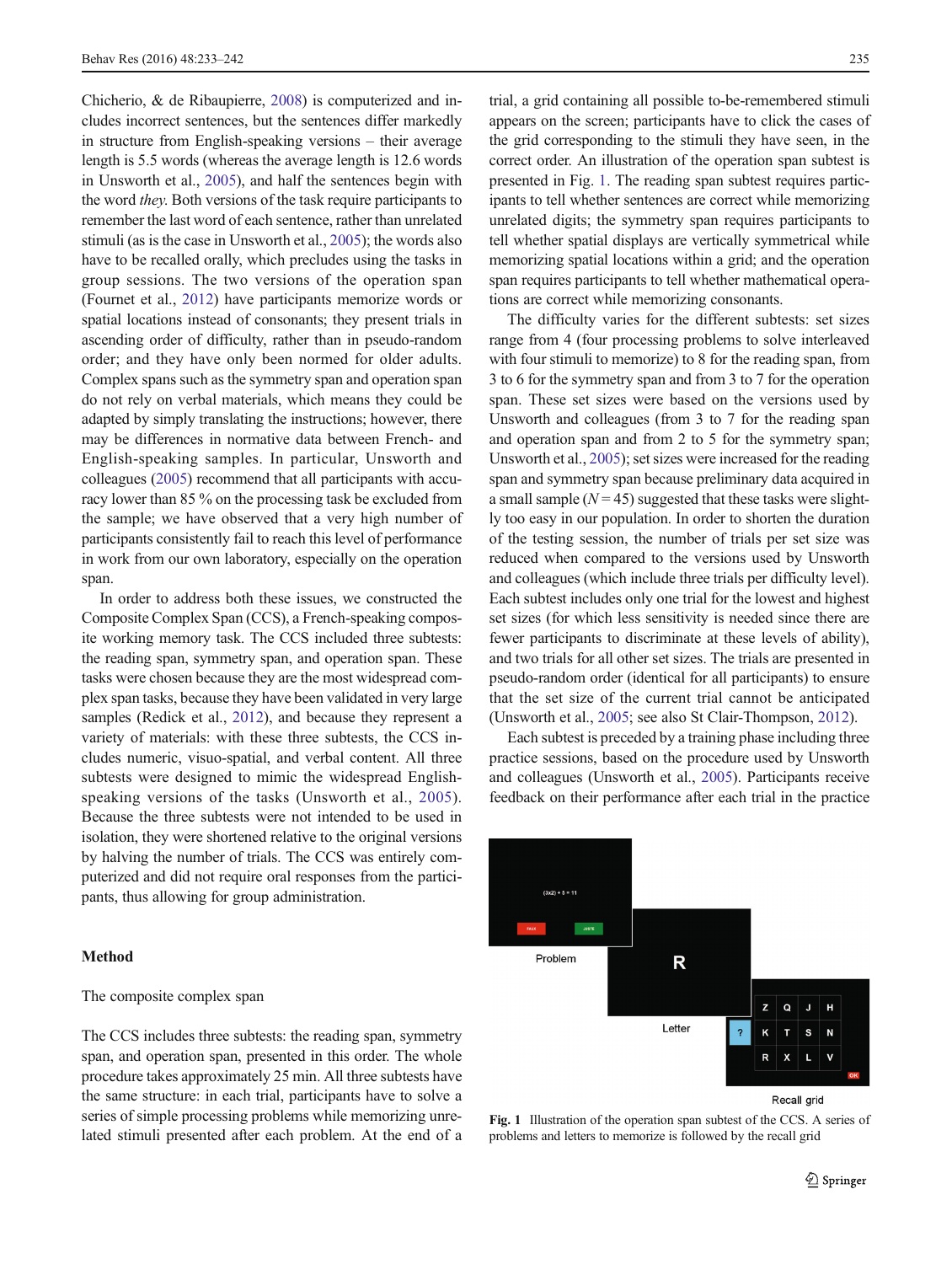Chicherio, & de Ribaupierre, 2008) is computerized and includes incorrect sentences, but the sentences differ markedly in structure from English-speaking versions – their average length is 5.5 words (whereas the average length is 12.6 words in Unsworth et al., 2005), and half the sentences begin with the word *they*. Both versions of the task require participants to remember the last word of each sentence, rather than unrelated stimuli (as is the case in Unsworth et al., 2005); the words also have to be recalled orally, which precludes using the tasks in group sessions. The two versions of the operation span (Fournet et al., 2012) have participants memorize words or spatial locations instead of consonants; they present trials in ascending order of difficulty, rather than in pseudo-random order; and they have only been normed for older adults. Complex spans such as the symmetry span and operation span do not rely on verbal materials, which means they could be adapted by simply translating the instructions; however, there may be differences in normative data between French- and English-speaking samples. In particular, Unsworth and colleagues (2005) recommend that all participants with accuracy lower than 85 % on the processing task be excluded from the sample; we have observed that a very high number of participants consistently fail to reach this level of performance in work from our own laboratory, especially on the operation span.

In order to address both these issues, we constructed the Composite Complex Span (CCS), a French-speaking composite working memory task. The CCS included three subtests: the reading span, symmetry span, and operation span. These tasks were chosen because they are the most widespread complex span tasks, because they have been validated in very large samples (Redick et al., 2012), and because they represent a variety of materials: with these three subtests, the CCS includes numeric, visuo-spatial, and verbal content. All three subtests were designed to mimic the widespread English-speaking versions of the tasks (Unsworth et al., 2005). Because the three subtests were not intended to be used in isolation, they were shortened relative to the original versions by halving the number of trials. The CCS was entirely computerized and did not require oral responses from the participants, thus allowing for group administration.

## Method

### The composite complex span

The CCS includes three subtests: the reading span, symmetry span, and operation span, presented in this order. The whole procedure takes approximately 25 min. All three subtests have the same structure: in each trial, participants have to solve a series of simple processing problems while memorizing unrelated stimuli presented after each problem. At the end of a trial, a grid containing all possible to-be-remembered stimuli appears on the screen; participants have to click the cases of the grid corresponding to the stimuli they have seen, in the correct order. An illustration of the operation span subtest is presented in Fig. 1. The reading span subtest requires participants to tell whether sentences are correct while memorizing unrelated digits; the symmetry span requires participants to tell whether spatial displays are vertically symmetrical while memorizing spatial locations within a grid; and the operation span requires participants to tell whether mathematical operations are correct while memorizing consonants.

The difficulty varies for the different subtests: set sizes range from 4 (four processing problems to solve interleaved with four stimuli to memorize) to 8 for the reading span, from 3 to 6 for the symmetry span and from 3 to 7 for the operation span. These set sizes were based on the versions used by Unsworth and colleagues (from 3 to 7 for the reading span and operation span and from 2 to 5 for the symmetry span; Unsworth et al., 2005); set sizes were increased for the reading span and symmetry span because preliminary data acquired in a small sample ($N = 45$) suggested that these tasks were slightly too easy in our population. In order to shorten the duration of the testing session, the number of trials per set size was reduced when compared to the versions used by Unsworth and colleagues (which include three trials per difficulty level). Each subtest includes only one trial for the lowest and highest set sizes (for which less sensitivity is needed since there are fewer participants to discriminate at these levels of ability), and two trials for all other set sizes. The trials are presented in pseudo-random order (identical for all participants) to ensure that the set size of the current trial cannot be anticipated (Unsworth et al., 2005; see also St Clair-Thompson, 2012).

Each subtest is preceded by a training phase including three practice sessions, based on the procedure used by Unsworth and colleagues (Unsworth et al., 2005). Participants receive feedback on their performance after each trial in the practice

**Fig. 1** Illustration of the operation span subtest of the CCS. A series of problems and letters to memorize is followed by the recall grid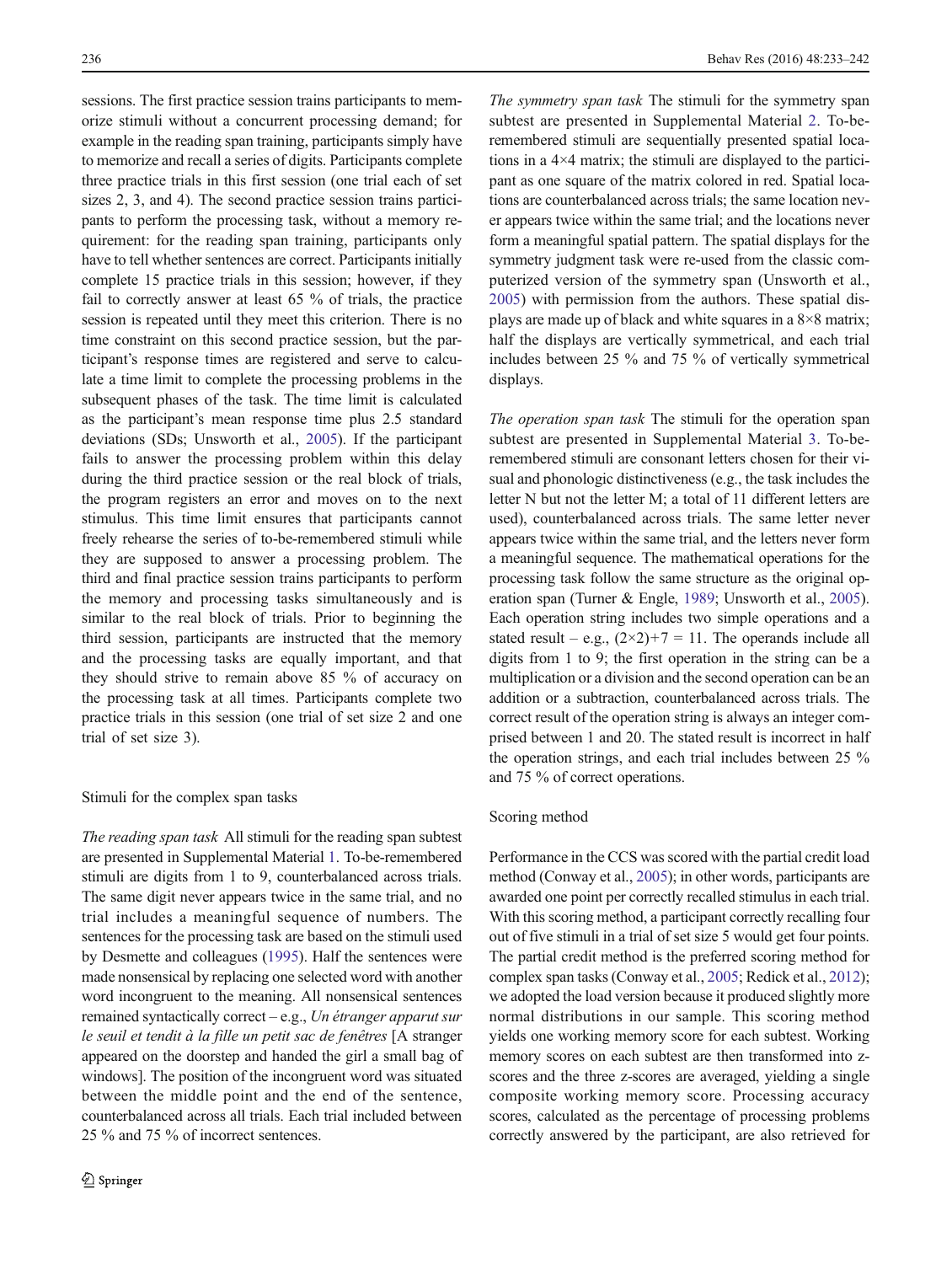sessions. The first practice session trains participants to memorize stimuli without a concurrent processing demand; for example in the reading span training, participants simply have to memorize and recall a series of digits. Participants complete three practice trials in this first session (one trial each of set sizes 2, 3, and 4). The second practice session trains participants to perform the processing task, without a memory requirement: for the reading span training, participants only have to tell whether sentences are correct. Participants initially complete 15 practice trials in this session; however, if they fail to correctly answer at least 65 % of trials, the practice session is repeated until they meet this criterion. There is no time constraint on this second practice session, but the participant's response times are registered and serve to calculate a time limit to complete the processing problems in the subsequent phases of the task. The time limit is calculated as the participant's mean response time plus 2.5 standard deviations (SDs; Unsworth et al., 2005). If the participant fails to answer the processing problem within this delay during the third practice session or the real block of trials, the program registers an error and moves on to the next stimulus. This time limit ensures that participants cannot freely rehearse the series of to-be-remembered stimuli while they are supposed to answer a processing problem. The third and final practice session trains participants to perform the memory and processing tasks simultaneously and is similar to the real block of trials. Prior to beginning the third session, participants are instructed that the memory and the processing tasks are equally important, and that they should strive to remain above 85 % of accuracy on the processing task at all times. Participants complete two practice trials in this session (one trial of set size 2 and one trial of set size 3).

### Stimuli for the complex span tasks

*The reading span task* All stimuli for the reading span subtest are presented in Supplemental Material 1. To-be-remembered stimuli are digits from 1 to 9, counterbalanced across trials. The same digit never appears twice in the same trial, and no trial includes a meaningful sequence of numbers. The sentences for the processing task are based on the stimuli used by Desmette and colleagues (1995). Half the sentences were made nonsensical by replacing one selected word with another word incongruent to the meaning. All nonsensical sentences remained syntactically correct – e.g., *Un étranger apparut sur le seuil et tendit à la fille un petit sac de fenêtres* [A stranger appeared on the doorstep and handed the girl a small bag of windows]. The position of the incongruent word was situated between the middle point and the end of the sentence, counterbalanced across all trials. Each trial included between 25 % and 75 % of incorrect sentences.

*The symmetry span task* The stimuli for the symmetry span subtest are presented in Supplemental Material 2. To-be-remembered stimuli are sequentially presented spatial locations in a 4×4 matrix; the stimuli are displayed to the participant as one square of the matrix colored in red. Spatial locations are counterbalanced across trials; the same location never appears twice within the same trial; and the locations never form a meaningful spatial pattern. The spatial displays for the symmetry judgment task were re-used from the classic computerized version of the symmetry span (Unsworth et al., 2005) with permission from the authors. These spatial displays are made up of black and white squares in a 8×8 matrix; half the displays are vertically symmetrical, and each trial includes between 25 % and 75 % of vertically symmetrical displays.

*The operation span task* The stimuli for the operation span subtest are presented in Supplemental Material 3. To-be-remembered stimuli are consonant letters chosen for their visual and phonologic distinctiveness (e.g., the task includes the letter N but not the letter M; a total of 11 different letters are used), counterbalanced across trials. The same letter never appears twice within the same trial, and the letters never form a meaningful sequence. The mathematical operations for the processing task follow the same structure as the original operation span (Turner & Engle, 1989; Unsworth et al., 2005). Each operation string includes two simple operations and a stated result – e.g., $(2\times2)+7 = 11$. The operands include all digits from 1 to 9; the first operation in the string can be a multiplication or a division and the second operation can be an addition or a subtraction, counterbalanced across trials. The correct result of the operation string is always an integer comprised between 1 and 20. The stated result is incorrect in half the operation strings, and each trial includes between 25 % and 75 % of correct operations.

### Scoring method

Performance in the CCS was scored with the partial credit load method (Conway et al., 2005); in other words, participants are awarded one point per correctly recalled stimulus in each trial. With this scoring method, a participant correctly recalling four out of five stimuli in a trial of set size 5 would get four points. The partial credit method is the preferred scoring method for complex span tasks (Conway et al., 2005; Redick et al., 2012); we adopted the load version because it produced slightly more normal distributions in our sample. This scoring method yields one working memory score for each subtest. Working memory scores on each subtest are then transformed into z-scores and the three z-scores are averaged, yielding a single composite working memory score. Processing accuracy scores, calculated as the percentage of processing problems correctly answered by the participant, are also retrieved for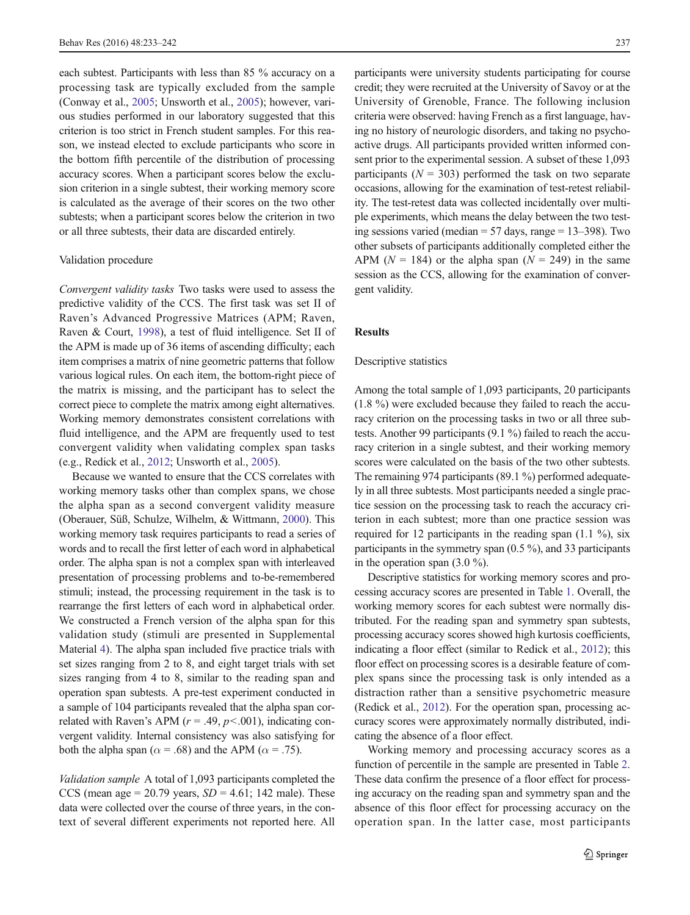each subtest. Participants with less than 85 % accuracy on a processing task are typically excluded from the sample (Conway et al., 2005; Unsworth et al., 2005); however, various studies performed in our laboratory suggested that this criterion is too strict in French student samples. For this reason, we instead elected to exclude participants who score in the bottom fifth percentile of the distribution of processing accuracy scores. When a participant scores below the exclusion criterion in a single subtest, their working memory score is calculated as the average of their scores on the two other subtests; when a participant scores below the criterion in two or all three subtests, their data are discarded entirely.

### Validation procedure

*Convergent validity tasks* Two tasks were used to assess the predictive validity of the CCS. The first task was set II of Raven's Advanced Progressive Matrices (APM; Raven, Raven & Court, 1998), a test of fluid intelligence. Set II of the APM is made up of 36 items of ascending difficulty; each item comprises a matrix of nine geometric patterns that follow various logical rules. On each item, the bottom-right piece of the matrix is missing, and the participant has to select the correct piece to complete the matrix among eight alternatives. Working memory demonstrates consistent correlations with fluid intelligence, and the APM are frequently used to test convergent validity when validating complex span tasks (e.g., Redick et al., 2012; Unsworth et al., 2005).

Because we wanted to ensure that the CCS correlates with working memory tasks other than complex spans, we chose the alpha span as a second convergent validity measure (Oberauer, Süß, Schulze, Wilhelm, & Wittmann, 2000). This working memory task requires participants to read a series of words and to recall the first letter of each word in alphabetical order. The alpha span is not a complex span with interleaved presentation of processing problems and to-be-remembered stimuli; instead, the processing requirement in the task is to rearrange the first letters of each word in alphabetical order. We constructed a French version of the alpha span for this validation study (stimuli are presented in Supplemental Material 4). The alpha span included five practice trials with set sizes ranging from 2 to 8, and eight target trials with set sizes ranging from 4 to 8, similar to the reading span and operation span subtests. A pre-test experiment conducted in a sample of 104 participants revealed that the alpha span correlated with Raven's APM ($r = .49$, $p < .001$), indicating convergent validity. Internal consistency was also satisfying for both the alpha span ($\alpha = .68$) and the APM ($\alpha = .75$).

*Validation sample* A total of 1,093 participants completed the CCS (mean age = 20.79 years, $SD = 4.61$; 142 male). These data were collected over the course of three years, in the context of several different experiments not reported here. All participants were university students participating for course credit; they were recruited at the University of Savoy or at the University of Grenoble, France. The following inclusion criteria were observed: having French as a first language, having no history of neurologic disorders, and taking no psychoactive drugs. All participants provided written informed consent prior to the experimental session. A subset of these 1,093 participants ($N = 303$) performed the task on two separate occasions, allowing for the examination of test-retest reliability. The test-retest data was collected incidentally over multiple experiments, which means the delay between the two testing sessions varied (median = 57 days, range = 13–398). Two other subsets of participants additionally completed either the APM ($N = 184$) or the alpha span ($N = 249$) in the same session as the CCS, allowing for the examination of convergent validity.

## Results

### Descriptive statistics

Among the total sample of 1,093 participants, 20 participants (1.8 %) were excluded because they failed to reach the accuracy criterion on the processing tasks in two or all three subtests. Another 99 participants (9.1 %) failed to reach the accuracy criterion in a single subtest, and their working memory scores were calculated on the basis of the two other subtests. The remaining 974 participants (89.1 %) performed adequately in all three subtests. Most participants needed a single practice session on the processing task to reach the accuracy criterion in each subtest; more than one practice session was required for 12 participants in the reading span (1.1 %), six participants in the symmetry span (0.5 %), and 33 participants in the operation span (3.0 %).

Descriptive statistics for working memory scores and processing accuracy scores are presented in Table 1. Overall, the working memory scores for each subtest were normally distributed. For the reading span and symmetry span subtests, processing accuracy scores showed high kurtosis coefficients, indicating a floor effect (similar to Redick et al., 2012); this floor effect on processing scores is a desirable feature of complex spans since the processing task is only intended as a distraction rather than a sensitive psychometric measure (Redick et al., 2012). For the operation span, processing accuracy scores were approximately normally distributed, indicating the absence of a floor effect.

Working memory and processing accuracy scores as a function of percentile in the sample are presented in Table 2. These data confirm the presence of a floor effect for processing accuracy on the reading span and symmetry span and the absence of this floor effect for processing accuracy on the operation span. In the latter case, most participants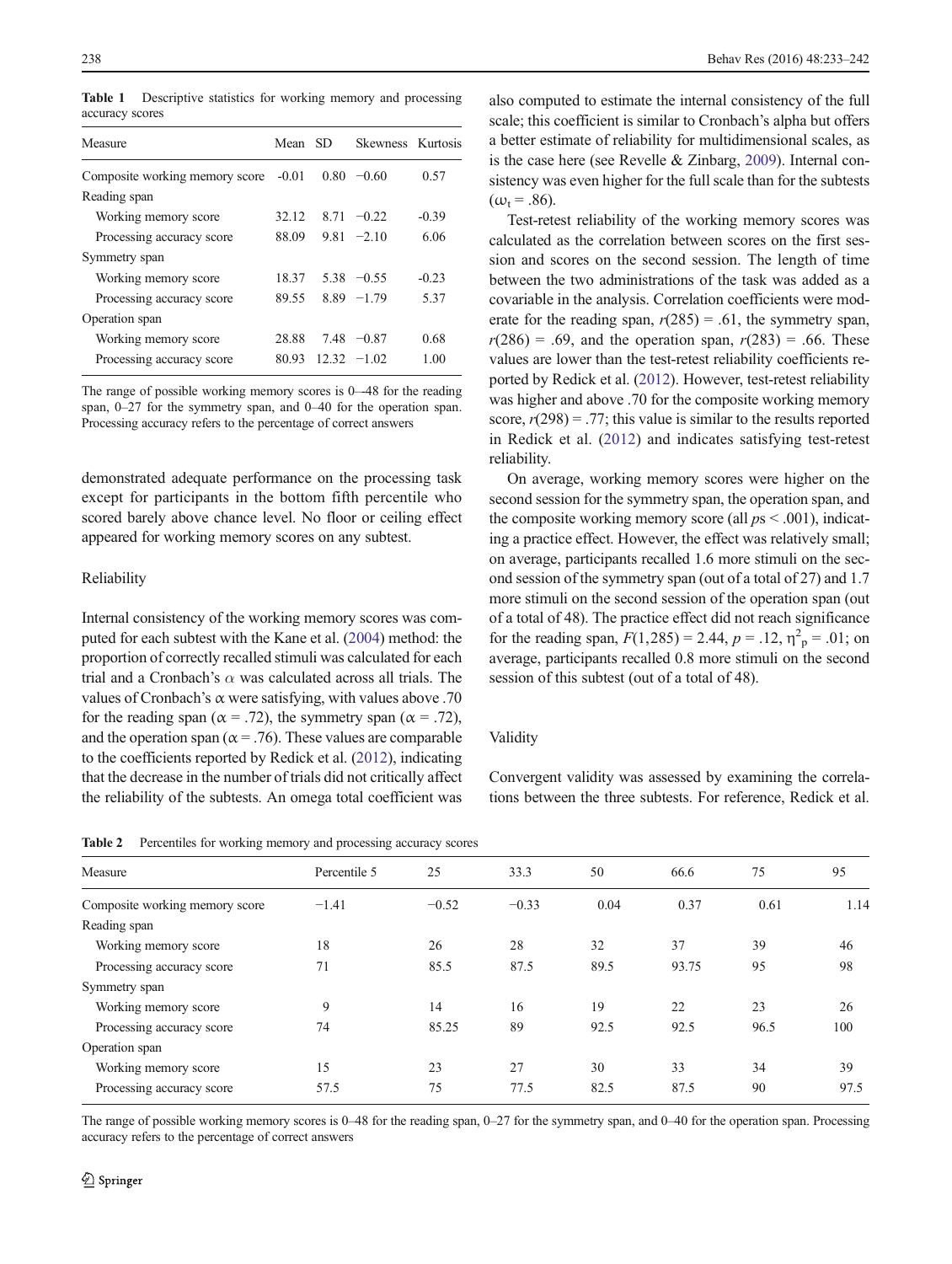**Table 1** Descriptive statistics for working memory and processing accuracy scores

| Measure | Mean | SD | Skewness | Kurtosis |
|---|---|---|---|---|
| Composite working memory score | -0.01 | 0.80 | −0.60 | 0.57 |
| Reading span | | | | |
| Working memory score | 32.12 | 8.71 | −0.22 | -0.39 |
| Processing accuracy score | 88.09 | 9.81 | −2.10 | 6.06 |
| Symmetry span | | | | |
| Working memory score | 18.37 | 5.38 | −0.55 | -0.23 |
| Processing accuracy score | 89.55 | 8.89 | −1.79 | 5.37 |
| Operation span | | | | |
| Working memory score | 28.88 | 7.48 | −0.87 | 0.68 |
| Processing accuracy score | 80.93 | 12.32 | −1.02 | 1.00 |

The range of possible working memory scores is 0–48 for the reading span, 0–27 for the symmetry span, and 0–40 for the operation span. Processing accuracy refers to the percentage of correct answers

demonstrated adequate performance on the processing task except for participants in the bottom fifth percentile who scored barely above chance level. No floor or ceiling effect appeared for working memory scores on any subtest.

## Reliability

Internal consistency of the working memory scores was computed for each subtest with the Kane et al. (2004) method: the proportion of correctly recalled stimuli was calculated for each trial and a Cronbach's $\alpha$ was calculated across all trials. The values of Cronbach's $\alpha$ were satisfying, with values above .70 for the reading span ($\alpha = .72$), the symmetry span ($\alpha = .72$), and the operation span ($\alpha = .76$). These values are comparable to the coefficients reported by Redick et al. (2012), indicating that the decrease in the number of trials did not critically affect the reliability of the subtests. An omega total coefficient was also computed to estimate the internal consistency of the full scale; this coefficient is similar to Cronbach's alpha but offers a better estimate of reliability for multidimensional scales, as is the case here (see Revelle & Zinbarg, 2009). Internal consistency was even higher for the full scale than for the subtests ($\omega_t = .86$).

Test-retest reliability of the working memory scores was calculated as the correlation between scores on the first session and scores on the second session. The length of time between the two administrations of the task was added as a covariable in the analysis. Correlation coefficients were moderate for the reading span, $r(285) = .61$, the symmetry span, $r(286) = .69$, and the operation span, $r(283) = .66$. These values are lower than the test-retest reliability coefficients reported by Redick et al. (2012). However, test-retest reliability was higher and above .70 for the composite working memory score, $r(298) = .77$; this value is similar to the results reported in Redick et al. (2012) and indicates satisfying test-retest reliability.

On average, working memory scores were higher on the second session for the symmetry span, the operation span, and the composite working memory score (all $ps < .001$), indicating a practice effect. However, the effect was relatively small; on average, participants recalled 1.6 more stimuli on the second session of the symmetry span (out of a total of 27) and 1.7 more stimuli on the second session of the operation span (out of a total of 48). The practice effect did not reach significance for the reading span, $F(1,285) = 2.44$, $p = .12$, $\eta^2_p = .01$; on average, participants recalled 0.8 more stimuli on the second session of this subtest (out of a total of 48).

## Validity

Convergent validity was assessed by examining the correlations between the three subtests. For reference, Redick et al.

**Table 2** Percentiles for working memory and processing accuracy scores

| Measure | Percentile 5 | 25 | 33.3 | 50 | 66.6 | 75 | 95 |
|---|---|---|---|---|---|---|---|
| Composite working memory score | −1.41 | −0.52 | −0.33 | 0.04 | 0.37 | 0.61 | 1.14 |
| Reading span | | | | | | | |
| Working memory score | 18 | 26 | 28 | 32 | 37 | 39 | 46 |
| Processing accuracy score | 71 | 85.5 | 87.5 | 89.5 | 93.75 | 95 | 98 |
| Symmetry span | | | | | | | |
| Working memory score | 9 | 14 | 16 | 19 | 22 | 23 | 26 |
| Processing accuracy score | 74 | 85.25 | 89 | 92.5 | 92.5 | 96.5 | 100 |
| Operation span | | | | | | | |
| Working memory score | 15 | 23 | 27 | 30 | 33 | 34 | 39 |
| Processing accuracy score | 57.5 | 75 | 77.5 | 82.5 | 87.5 | 90 | 97.5 |

The range of possible working memory scores is 0–48 for the reading span, 0–27 for the symmetry span, and 0–40 for the operation span. Processing accuracy refers to the percentage of correct answers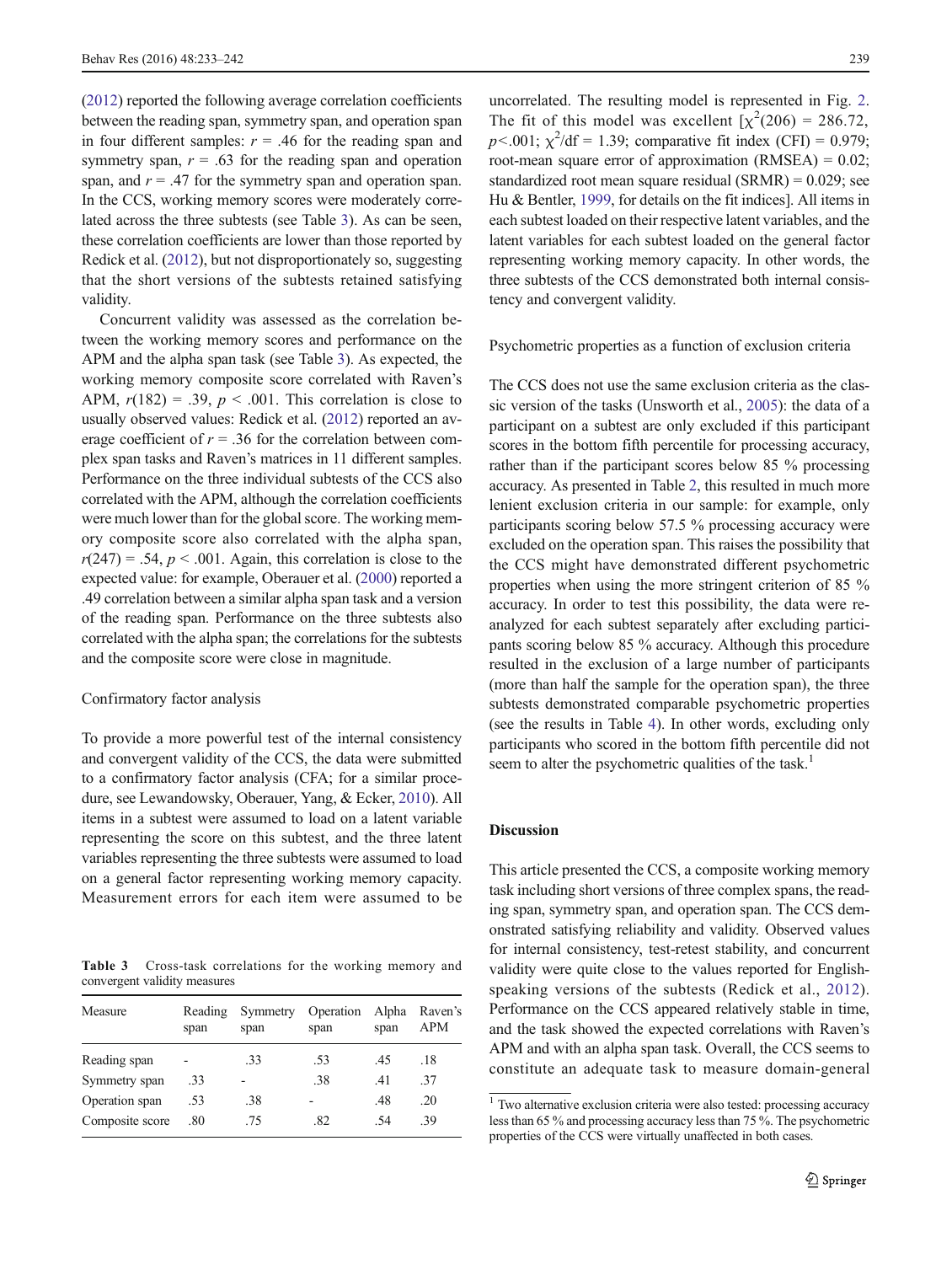(2012) reported the following average correlation coefficients between the reading span, symmetry span, and operation span in four different samples: $r = .46$ for the reading span and symmetry span, $r = .63$ for the reading span and operation span, and $r = .47$ for the symmetry span and operation span. In the CCS, working memory scores were moderately correlated across the three subtests (see Table 3). As can be seen, these correlation coefficients are lower than those reported by Redick et al. (2012), but not disproportionately so, suggesting that the short versions of the subtests retained satisfying validity.

Concurrent validity was assessed as the correlation between the working memory scores and performance on the APM and the alpha span task (see Table 3). As expected, the working memory composite score correlated with Raven's APM, $r(182) = .39$, $p < .001$. This correlation is close to usually observed values: Redick et al. (2012) reported an average coefficient of $r = .36$ for the correlation between complex span tasks and Raven's matrices in 11 different samples. Performance on the three individual subtests of the CCS also correlated with the APM, although the correlation coefficients were much lower than for the global score. The working memory composite score also correlated with the alpha span, $r(247) = .54$, $p < .001$. Again, this correlation is close to the expected value: for example, Oberauer et al. (2000) reported a .49 correlation between a similar alpha span task and a version of the reading span. Performance on the three subtests also correlated with the alpha span; the correlations for the subtests and the composite score were close in magnitude.

### Confirmatory factor analysis

To provide a more powerful test of the internal consistency and convergent validity of the CCS, the data were submitted to a confirmatory factor analysis (CFA; for a similar procedure, see Lewandowsky, Oberauer, Yang, & Ecker, 2010). All items in a subtest were assumed to load on a latent variable representing the score on this subtest, and the three latent variables representing the three subtests were assumed to load on a general factor representing working memory capacity. Measurement errors for each item were assumed to be uncorrelated. The resulting model is represented in Fig. 2. The fit of this model was excellent [$\chi^2(206) = 286.72$, $p<.001$; $\chi^2/df = 1.39$; comparative fit index (CFI) = 0.979; root-mean square error of approximation (RMSEA) = 0.02; standardized root mean square residual (SRMR) = 0.029; see Hu & Bentler, 1999, for details on the fit indices]. All items in each subtest loaded on their respective latent variables, and the latent variables for each subtest loaded on the general factor representing working memory capacity. In other words, the three subtests of the CCS demonstrated both internal consistency and convergent validity.

**Table 3** Cross-task correlations for the working memory and convergent validity measures

| Measure | Reading span | Symmetry span | Operation span | Alpha span | Raven's APM |
|---|---|---|---|---|---|
| Reading span | - | .33 | .53 | .45 | .18 |
| Symmetry span | .33 | - | .38 | .41 | .37 |
| Operation span | .53 | .38 | - | .48 | .20 |
| Composite score | .80 | .75 | .82 | .54 | .39 |

### Psychometric properties as a function of exclusion criteria

The CCS does not use the same exclusion criteria as the classic version of the tasks (Unsworth et al., 2005): the data of a participant on a subtest are only excluded if this participant scores in the bottom fifth percentile for processing accuracy, rather than if the participant scores below 85 % processing accuracy. As presented in Table 2, this resulted in much more lenient exclusion criteria in our sample: for example, only participants scoring below 57.5 % processing accuracy were excluded on the operation span. This raises the possibility that the CCS might have demonstrated different psychometric properties when using the more stringent criterion of 85 % accuracy. In order to test this possibility, the data were reanalyzed for each subtest separately after excluding participants scoring below 85 % accuracy. Although this procedure resulted in the exclusion of a large number of participants (more than half the sample for the operation span), the three subtests demonstrated comparable psychometric properties (see the results in Table 4). In other words, excluding only participants who scored in the bottom fifth percentile did not seem to alter the psychometric qualities of the task.[1]

## Discussion

This article presented the CCS, a composite working memory task including short versions of three complex spans, the reading span, symmetry span, and operation span. The CCS demonstrated satisfying reliability and validity. Observed values for internal consistency, test-retest stability, and concurrent validity were quite close to the values reported for English-speaking versions of the subtests (Redick et al., 2012). Performance on the CCS appeared relatively stable in time, and the task showed the expected correlations with Raven's APM and with an alpha span task. Overall, the CCS seems to constitute an adequate task to measure domain-general

[1] Two alternative exclusion criteria were also tested: processing accuracy less than 65 % and processing accuracy less than 75 %. The psychometric properties of the CCS were virtually unaffected in both cases.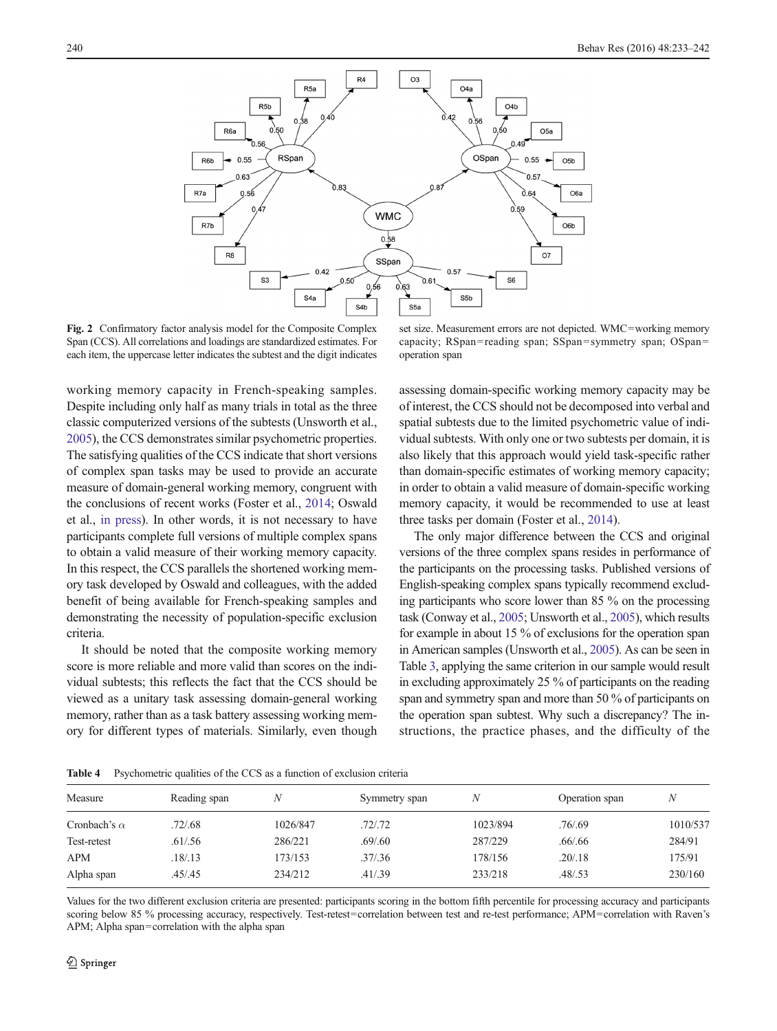Fig. 2 Confirmatory factor analysis model for the Composite Complex Span (CCS). All correlations and loadings are standardized estimates. For each item, the uppercase letter indicates the subtest and the digit indicates set size. Measurement errors are not depicted. WMC=working memory capacity; RSpan=reading span; SSpan=symmetry span; OSpan= operation span

working memory capacity in French-speaking samples. Despite including only half as many trials in total as the three classic computerized versions of the subtests (Unsworth et al., 2005), the CCS demonstrates similar psychometric properties. The satisfying qualities of the CCS indicate that short versions of complex span tasks may be used to provide an accurate measure of domain-general working memory, congruent with the conclusions of recent works (Foster et al., 2014; Oswald et al., in press). In other words, it is not necessary to have participants complete full versions of multiple complex spans to obtain a valid measure of their working memory capacity. In this respect, the CCS parallels the shortened working memory task developed by Oswald and colleagues, with the added benefit of being available for French-speaking samples and demonstrating the necessity of population-specific exclusion criteria.

It should be noted that the composite working memory score is more reliable and more valid than scores on the individual subtests; this reflects the fact that the CCS should be viewed as a unitary task assessing domain-general working memory, rather than as a task battery assessing working memory for different types of materials. Similarly, even though assessing domain-specific working memory capacity may be of interest, the CCS should not be decomposed into verbal and spatial subtests due to the limited psychometric value of individual subtests. With only one or two subtests per domain, it is also likely that this approach would yield task-specific rather than domain-specific estimates of working memory capacity; in order to obtain a valid measure of domain-specific working memory capacity, it would be recommended to use at least three tasks per domain (Foster et al., 2014).

The only major difference between the CCS and original versions of the three complex spans resides in performance of the participants on the processing tasks. Published versions of English-speaking complex spans typically recommend excluding participants who score lower than 85 % on the processing task (Conway et al., 2005; Unsworth et al., 2005), which results for example in about 15 % of exclusions for the operation span in American samples (Unsworth et al., 2005). As can be seen in Table 3, applying the same criterion in our sample would result in excluding approximately 25 % of participants on the reading span and symmetry span and more than 50 % of participants on the operation span subtest. Why such a discrepancy? The instructions, the practice phases, and the difficulty of the

**Table 4** Psychometric qualities of the CCS as a function of exclusion criteria

| Measure | Reading span | *N* | Symmetry span | *N* | Operation span | *N* |
|---|---|---|---|---|---|---|
| Cronbach's α | .72/.68 | 1026/847 | .72/.72 | 1023/894 | .76/.69 | 1010/537 |
| Test-retest | .61/.56 | 286/221 | .69/.60 | 287/229 | .66/.66 | 284/91 |
| APM | .18/.13 | 173/153 | .37/.36 | 178/156 | .20/.18 | 175/91 |
| Alpha span | .45/.45 | 234/212 | .41/.39 | 233/218 | .48/.53 | 230/160 |

Values for the two different exclusion criteria are presented: participants scoring in the bottom fifth percentile for processing accuracy and participants scoring below 85 % processing accuracy, respectively. Test-retest=correlation between test and re-test performance; APM=correlation with Raven's APM; Alpha span=correlation with the alpha span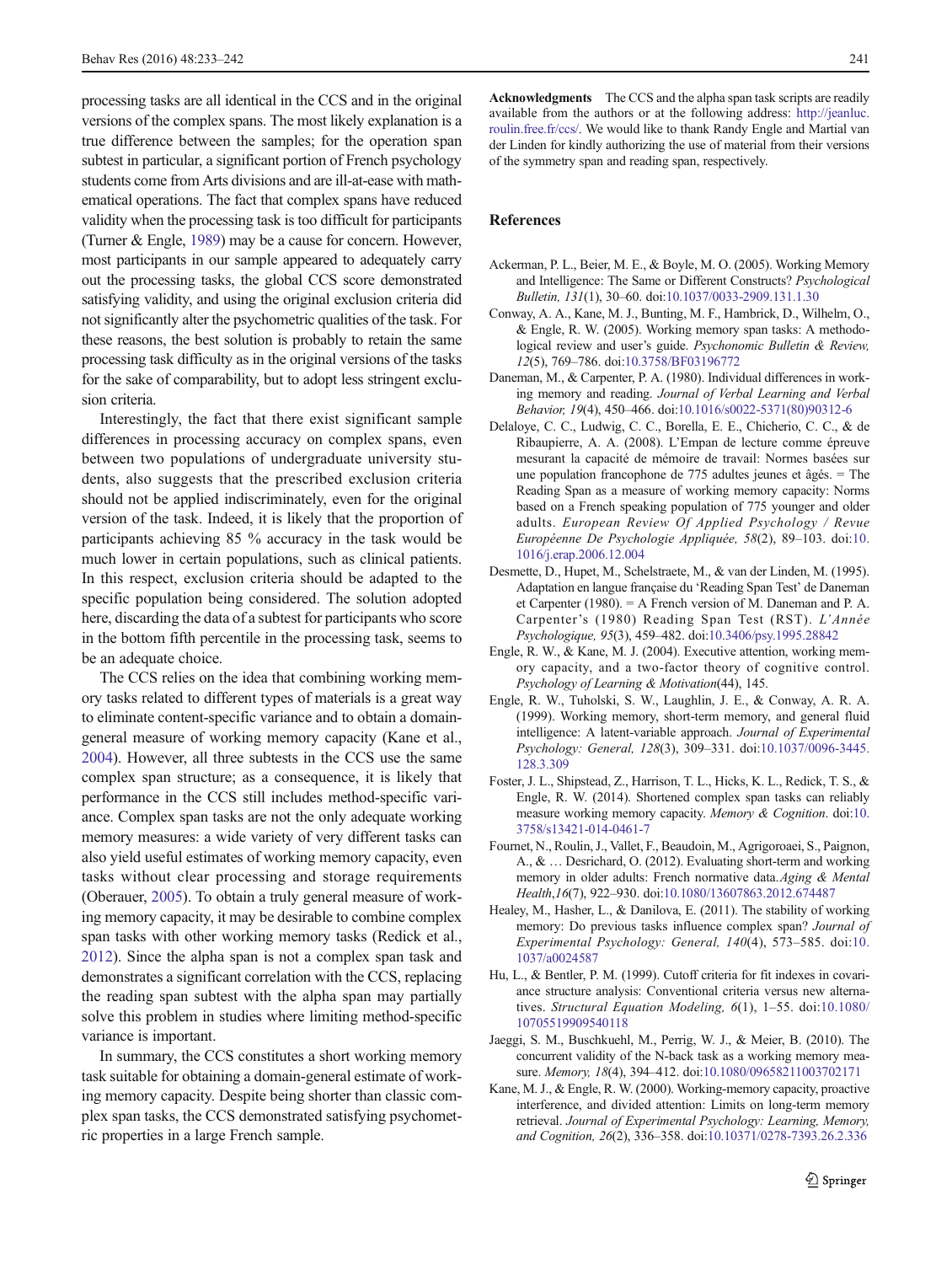processing tasks are all identical in the CCS and in the original versions of the complex spans. The most likely explanation is a true difference between the samples; for the operation span subtest in particular, a significant portion of French psychology students come from Arts divisions and are ill-at-ease with mathematical operations. The fact that complex spans have reduced validity when the processing task is too difficult for participants (Turner & Engle, 1989) may be a cause for concern. However, most participants in our sample appeared to adequately carry out the processing tasks, the global CCS score demonstrated satisfying validity, and using the original exclusion criteria did not significantly alter the psychometric qualities of the task. For these reasons, the best solution is probably to retain the same processing task difficulty as in the original versions of the tasks for the sake of comparability, but to adopt less stringent exclusion criteria.

Interestingly, the fact that there exist significant sample differences in processing accuracy on complex spans, even between two populations of undergraduate university students, also suggests that the prescribed exclusion criteria should not be applied indiscriminately, even for the original version of the task. Indeed, it is likely that the proportion of participants achieving 85 % accuracy in the task would be much lower in certain populations, such as clinical patients. In this respect, exclusion criteria should be adapted to the specific population being considered. The solution adopted here, discarding the data of a subtest for participants who score in the bottom fifth percentile in the processing task, seems to be an adequate choice.

The CCS relies on the idea that combining working memory tasks related to different types of materials is a great way to eliminate content-specific variance and to obtain a domain-general measure of working memory capacity (Kane et al., 2004). However, all three subtests in the CCS use the same complex span structure; as a consequence, it is likely that performance in the CCS still includes method-specific variance. Complex span tasks are not the only adequate working memory measures: a wide variety of very different tasks can also yield useful estimates of working memory capacity, even tasks without clear processing and storage requirements (Oberauer, 2005). To obtain a truly general measure of working memory capacity, it may be desirable to combine complex span tasks with other working memory tasks (Redick et al., 2012). Since the alpha span is not a complex span task and demonstrates a significant correlation with the CCS, replacing the reading span subtest with the alpha span may partially solve this problem in studies where limiting method-specific variance is important.

In summary, the CCS constitutes a short working memory task suitable for obtaining a domain-general estimate of working memory capacity. Despite being shorter than classic complex span tasks, the CCS demonstrated satisfying psychometric properties in a large French sample.

**Acknowledgments** The CCS and the alpha span task scripts are readily available from the authors or at the following address: http://jeanluc.roulin.free.fr/ccs/. We would like to thank Randy Engle and Martial van der Linden for kindly authorizing the use of material from their versions of the symmetry span and reading span, respectively.

## References

Ackerman, P. L., Beier, M. E., & Boyle, M. O. (2005). Working Memory and Intelligence: The Same or Different Constructs? *Psychological Bulletin, 131*(1), 30–60. doi:10.1037/0033-2909.131.1.30

Conway, A. A., Kane, M. J., Bunting, M. F., Hambrick, D., Wilhelm, O., & Engle, R. W. (2005). Working memory span tasks: A methodological review and user's guide. *Psychonomic Bulletin & Review, 12*(5), 769–786. doi:10.3758/BF03196772

Daneman, M., & Carpenter, P. A. (1980). Individual differences in working memory and reading. *Journal of Verbal Learning and Verbal Behavior, 19*(4), 450–466. doi:10.1016/s0022-5371(80)90312-6

Delaloye, C. C., Ludwig, C. C., Borella, E. E., Chicherio, C. C., & de Ribaupierre, A. A. (2008). L'Empan de lecture comme épreuve mesurant la capacité de mémoire de travail: Normes basées sur une population francophone de 775 adultes jeunes et âgés. = The Reading Span as a measure of working memory capacity: Norms based on a French speaking population of 775 younger and older adults. *European Review Of Applied Psychology / Revue Européenne De Psychologie Appliquée, 58*(2), 89–103. doi:10.1016/j.erap.2006.12.004

Desmette, D., Hupet, M., Schelstraete, M., & van der Linden, M. (1995). Adaptation en langue française du 'Reading Span Test' de Daneman et Carpenter (1980). = A French version of M. Daneman and P. A. Carpenter's (1980) Reading Span Test (RST). *L'Année Psychologique, 95*(3), 459–482. doi:10.3406/psy.1995.28842

Engle, R. W., & Kane, M. J. (2004). Executive attention, working memory capacity, and a two-factor theory of cognitive control. *Psychology of Learning & Motivation*(44), 145.

Engle, R. W., Tuholski, S. W., Laughlin, J. E., & Conway, A. R. A. (1999). Working memory, short-term memory, and general fluid intelligence: A latent-variable approach. *Journal of Experimental Psychology: General, 128*(3), 309–331. doi:10.1037/0096-3445.128.3.309

Foster, J. L., Shipstead, Z., Harrison, T. L., Hicks, K. L., Redick, T. S., & Engle, R. W. (2014). Shortened complex span tasks can reliably measure working memory capacity. *Memory & Cognition*. doi:10.3758/s13421-014-0461-7

Fournet, N., Roulin, J., Vallet, F., Beaudoin, M., Agrigoroaei, S., Paignon, A., & … Desrichard, O. (2012). Evaluating short-term and working memory in older adults: French normative data.*Aging & Mental Health,16*(7), 922–930. doi:10.1080/13607863.2012.674487

Healey, M., Hasher, L., & Danilova, E. (2011). The stability of working memory: Do previous tasks influence complex span? *Journal of Experimental Psychology: General, 140*(4), 573–585. doi:10.1037/a0024587

Hu, L., & Bentler, P. M. (1999). Cutoff criteria for fit indexes in covariance structure analysis: Conventional criteria versus new alternatives. *Structural Equation Modeling, 6*(1), 1–55. doi:10.1080/10705519909540118

Jaeggi, S. M., Buschkuehl, M., Perrig, W. J., & Meier, B. (2010). The concurrent validity of the N-back task as a working memory measure. *Memory, 18*(4), 394–412. doi:10.1080/09658211003702171

Kane, M. J., & Engle, R. W. (2000). Working-memory capacity, proactive interference, and divided attention: Limits on long-term memory retrieval. *Journal of Experimental Psychology: Learning, Memory, and Cognition, 26*(2), 336–358. doi:10.10371/0278-7393.26.2.336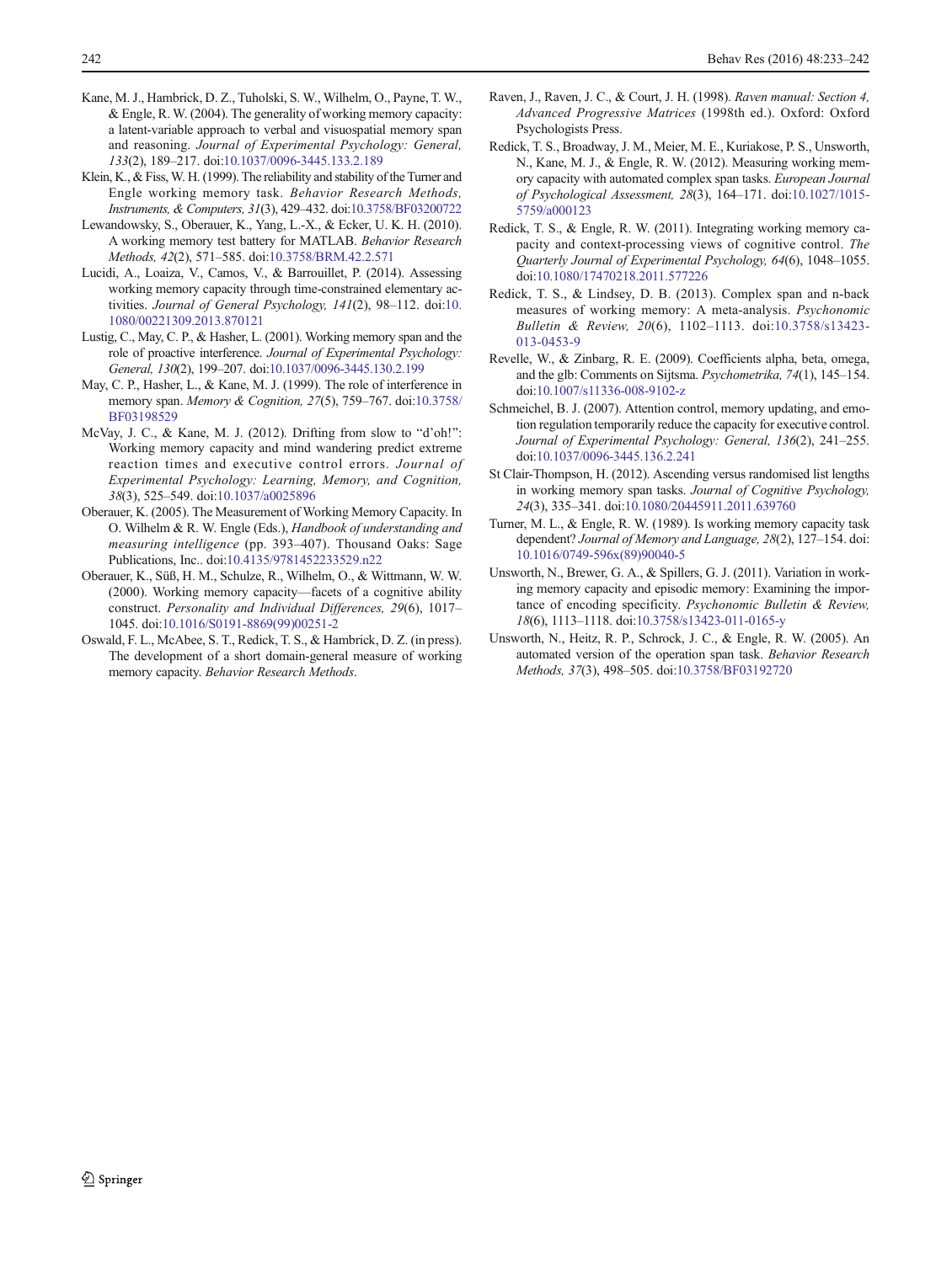Kane, M. J., Hambrick, D. Z., Tuholski, S. W., Wilhelm, O., Payne, T. W., & Engle, R. W. (2004). The generality of working memory capacity: a latent-variable approach to verbal and visuospatial memory span and reasoning. *Journal of Experimental Psychology: General, 133*(2), 189–217. doi:10.1037/0096-3445.133.2.189

Klein, K., & Fiss, W. H. (1999). The reliability and stability of the Turner and Engle working memory task. *Behavior Research Methods, Instruments, & Computers, 31*(3), 429–432. doi:10.3758/BF03200722

Lewandowsky, S., Oberauer, K., Yang, L.-X., & Ecker, U. K. H. (2010). A working memory test battery for MATLAB. *Behavior Research Methods, 42*(2), 571–585. doi:10.3758/BRM.42.2.571

Lucidi, A., Loaiza, V., Camos, V., & Barrouillet, P. (2014). Assessing working memory capacity through time-constrained elementary activities. *Journal of General Psychology, 141*(2), 98–112. doi:10.1080/00221309.2013.870121

Lustig, C., May, C. P., & Hasher, L. (2001). Working memory span and the role of proactive interference. *Journal of Experimental Psychology: General, 130*(2), 199–207. doi:10.1037/0096-3445.130.2.199

May, C. P., Hasher, L., & Kane, M. J. (1999). The role of interference in memory span. *Memory & Cognition, 27*(5), 759–767. doi:10.3758/BF03198529

McVay, J. C., & Kane, M. J. (2012). Drifting from slow to "d'oh!": Working memory capacity and mind wandering predict extreme reaction times and executive control errors. *Journal of Experimental Psychology: Learning, Memory, and Cognition, 38*(3), 525–549. doi:10.1037/a0025896

Oberauer, K. (2005). The Measurement of Working Memory Capacity. In O. Wilhelm & R. W. Engle (Eds.), *Handbook of understanding and measuring intelligence* (pp. 393–407). Thousand Oaks: Sage Publications, Inc.. doi:10.4135/9781452233529.n22

Oberauer, K., Süß, H. M., Schulze, R., Wilhelm, O., & Wittmann, W. W. (2000). Working memory capacity—facets of a cognitive ability construct. *Personality and Individual Differences, 29*(6), 1017–1045. doi:10.1016/S0191-8869(99)00251-2

Oswald, F. L., McAbee, S. T., Redick, T. S., & Hambrick, D. Z. (in press). The development of a short domain-general measure of working memory capacity. *Behavior Research Methods*.

Raven, J., Raven, J. C., & Court, J. H. (1998). *Raven manual: Section 4, Advanced Progressive Matrices* (1998th ed.). Oxford: Oxford Psychologists Press.

Redick, T. S., Broadway, J. M., Meier, M. E., Kuriakose, P. S., Unsworth, N., Kane, M. J., & Engle, R. W. (2012). Measuring working memory capacity with automated complex span tasks. *European Journal of Psychological Assessment, 28*(3), 164–171. doi:10.1027/1015-5759/a000123

Redick, T. S., & Engle, R. W. (2011). Integrating working memory capacity and context-processing views of cognitive control. *The Quarterly Journal of Experimental Psychology, 64*(6), 1048–1055. doi:10.1080/17470218.2011.577226

Redick, T. S., & Lindsey, D. B. (2013). Complex span and n-back measures of working memory: A meta-analysis. *Psychonomic Bulletin & Review, 20*(6), 1102–1113. doi:10.3758/s13423-013-0453-9

Revelle, W., & Zinbarg, R. E. (2009). Coefficients alpha, beta, omega, and the glb: Comments on Sijtsma. *Psychometrika, 74*(1), 145–154. doi:10.1007/s11336-008-9102-z

Schmeichel, B. J. (2007). Attention control, memory updating, and emotion regulation temporarily reduce the capacity for executive control. *Journal of Experimental Psychology: General, 136*(2), 241–255. doi:10.1037/0096-3445.136.2.241

St Clair-Thompson, H. (2012). Ascending versus randomised list lengths in working memory span tasks. *Journal of Cognitive Psychology, 24*(3), 335–341. doi:10.1080/20445911.2011.639760

Turner, M. L., & Engle, R. W. (1989). Is working memory capacity task dependent? *Journal of Memory and Language, 28*(2), 127–154. doi:10.1016/0749-596x(89)90040-5

Unsworth, N., Brewer, G. A., & Spillers, G. J. (2011). Variation in working memory capacity and episodic memory: Examining the importance of encoding specificity. *Psychonomic Bulletin & Review, 18*(6), 1113–1118. doi:10.3758/s13423-011-0165-y

Unsworth, N., Heitz, R. P., Schrock, J. C., & Engle, R. W. (2005). An automated version of the operation span task. *Behavior Research Methods, 37*(3), 498–505. doi:10.3758/BF03192720